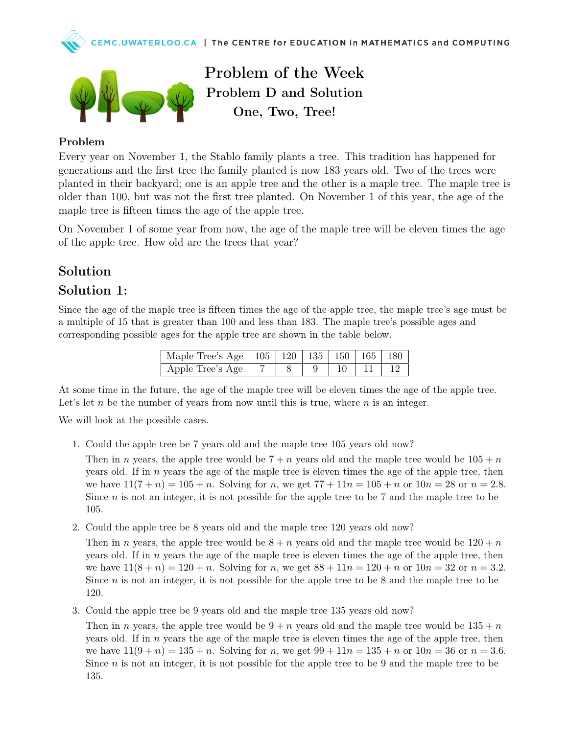# Problem of the Week
## Problem D and Solution
## One, Two, Tree!

### Problem

Every year on November 1, the Stablo family plants a tree. This tradition has happened for generations and the first tree the family planted is now 183 years old. Two of the trees were planted in their backyard; one is an apple tree and the other is a maple tree. The maple tree is older than 100, but was not the first tree planted. On November 1 of this year, the age of the maple tree is fifteen times the age of the apple tree.

On November 1 of some year from now, the age of the maple tree will be eleven times the age of the apple tree. How old are the trees that year?

## Solution

## Solution 1:

Since the age of the maple tree is fifteen times the age of the apple tree, the maple tree's age must be a multiple of 15 that is greater than 100 and less than 183. The maple tree's possible ages and corresponding possible ages for the apple tree are shown in the table below.

| Maple Tree's Age | 105 | 120 | 135 | 150 | 165 | 180 |
|---|---|---|---|---|---|---|
| Apple Tree's Age | 7 | 8 | 9 | 10 | 11 | 12 |

At some time in the future, the age of the maple tree will be eleven times the age of the apple tree. Let's let $n$ be the number of years from now until this is true, where $n$ is an integer.

We will look at the possible cases.

1. Could the apple tree be 7 years old and the maple tree 105 years old now?

   Then in $n$ years, the apple tree would be $7 + n$ years old and the maple tree would be $105 + n$ years old. If in $n$ years the age of the maple tree is eleven times the age of the apple tree, then we have $11(7 + n) = 105 + n$. Solving for $n$, we get $77 + 11n = 105 + n$ or $10n = 28$ or $n = 2.8$. Since $n$ is not an integer, it is not possible for the apple tree to be 7 and the maple tree to be 105.

2. Could the apple tree be 8 years old and the maple tree 120 years old now?

   Then in $n$ years, the apple tree would be $8 + n$ years old and the maple tree would be $120 + n$ years old. If in $n$ years the age of the maple tree is eleven times the age of the apple tree, then we have $11(8 + n) = 120 + n$. Solving for $n$, we get $88 + 11n = 120 + n$ or $10n = 32$ or $n = 3.2$. Since $n$ is not an integer, it is not possible for the apple tree to be 8 and the maple tree to be 120.

3. Could the apple tree be 9 years old and the maple tree 135 years old now?

   Then in $n$ years, the apple tree would be $9 + n$ years old and the maple tree would be $135 + n$ years old. If in $n$ years the age of the maple tree is eleven times the age of the apple tree, then we have $11(9 + n) = 135 + n$. Solving for $n$, we get $99 + 11n = 135 + n$ or $10n = 36$ or $n = 3.6$. Since $n$ is not an integer, it is not possible for the apple tree to be 9 and the maple tree to be 135.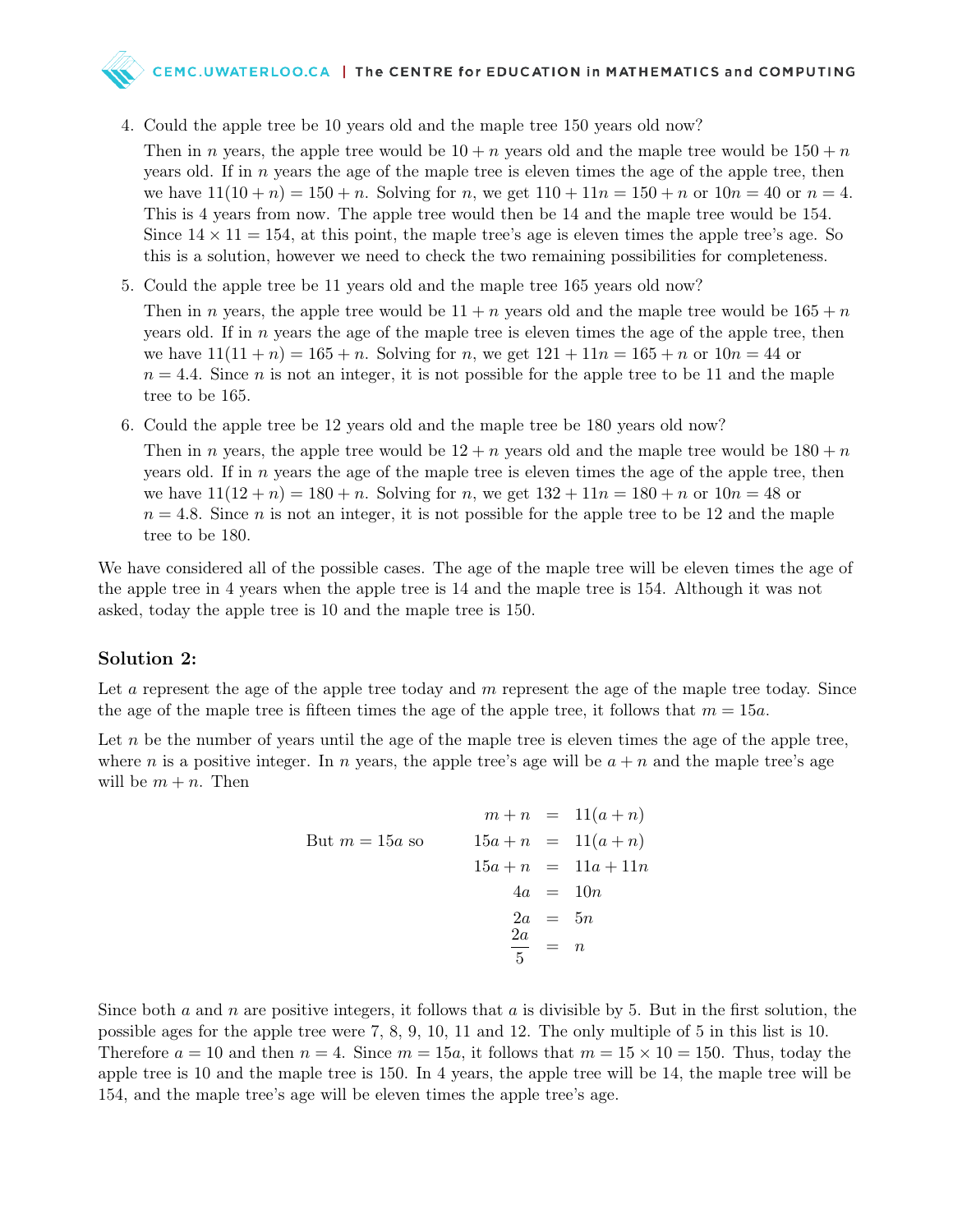4. Could the apple tree be 10 years old and the maple tree 150 years old now?

   Then in $n$ years, the apple tree would be $10 + n$ years old and the maple tree would be $150 + n$ years old. If in $n$ years the age of the maple tree is eleven times the age of the apple tree, then we have $11(10 + n) = 150 + n$. Solving for $n$, we get $110 + 11n = 150 + n$ or $10n = 40$ or $n = 4$. This is 4 years from now. The apple tree would then be 14 and the maple tree would be 154. Since $14 \times 11 = 154$, at this point, the maple tree's age is eleven times the apple tree's age. So this is a solution, however we need to check the two remaining possibilities for completeness.

5. Could the apple tree be 11 years old and the maple tree 165 years old now?

   Then in $n$ years, the apple tree would be $11 + n$ years old and the maple tree would be $165 + n$ years old. If in $n$ years the age of the maple tree is eleven times the age of the apple tree, then we have $11(11 + n) = 165 + n$. Solving for $n$, we get $121 + 11n = 165 + n$ or $10n = 44$ or $n = 4.4$. Since $n$ is not an integer, it is not possible for the apple tree to be 11 and the maple tree to be 165.

6. Could the apple tree be 12 years old and the maple tree be 180 years old now?

   Then in $n$ years, the apple tree would be $12 + n$ years old and the maple tree would be $180 + n$ years old. If in $n$ years the age of the maple tree is eleven times the age of the apple tree, then we have $11(12 + n) = 180 + n$. Solving for $n$, we get $132 + 11n = 180 + n$ or $10n = 48$ or $n = 4.8$. Since $n$ is not an integer, it is not possible for the apple tree to be 12 and the maple tree to be 180.

We have considered all of the possible cases. The age of the maple tree will be eleven times the age of the apple tree in 4 years when the apple tree is 14 and the maple tree is 154. Although it was not asked, today the apple tree is 10 and the maple tree is 150.

### Solution 2:

Let $a$ represent the age of the apple tree today and $m$ represent the age of the maple tree today. Since the age of the maple tree is fifteen times the age of the apple tree, it follows that $m = 15a$.

Let $n$ be the number of years until the age of the maple tree is eleven times the age of the apple tree, where $n$ is a positive integer. In $n$ years, the apple tree's age will be $a + n$ and the maple tree's age will be $m + n$. Then

$$
\begin{aligned}
m + n &= 11(a + n) \\
\text{But } m = 15a \text{ so} \qquad 15a + n &= 11(a + n) \\
15a + n &= 11a + 11n \\
4a &= 10n \\
2a &= 5n \\
\frac{2a}{5} &= n
\end{aligned}
$$

Since both $a$ and $n$ are positive integers, it follows that $a$ is divisible by 5. But in the first solution, the possible ages for the apple tree were 7, 8, 9, 10, 11 and 12. The only multiple of 5 in this list is 10. Therefore $a = 10$ and then $n = 4$. Since $m = 15a$, it follows that $m = 15 \times 10 = 150$. Thus, today the apple tree is 10 and the maple tree is 150. In 4 years, the apple tree will be 14, the maple tree will be 154, and the maple tree's age will be eleven times the apple tree's age.